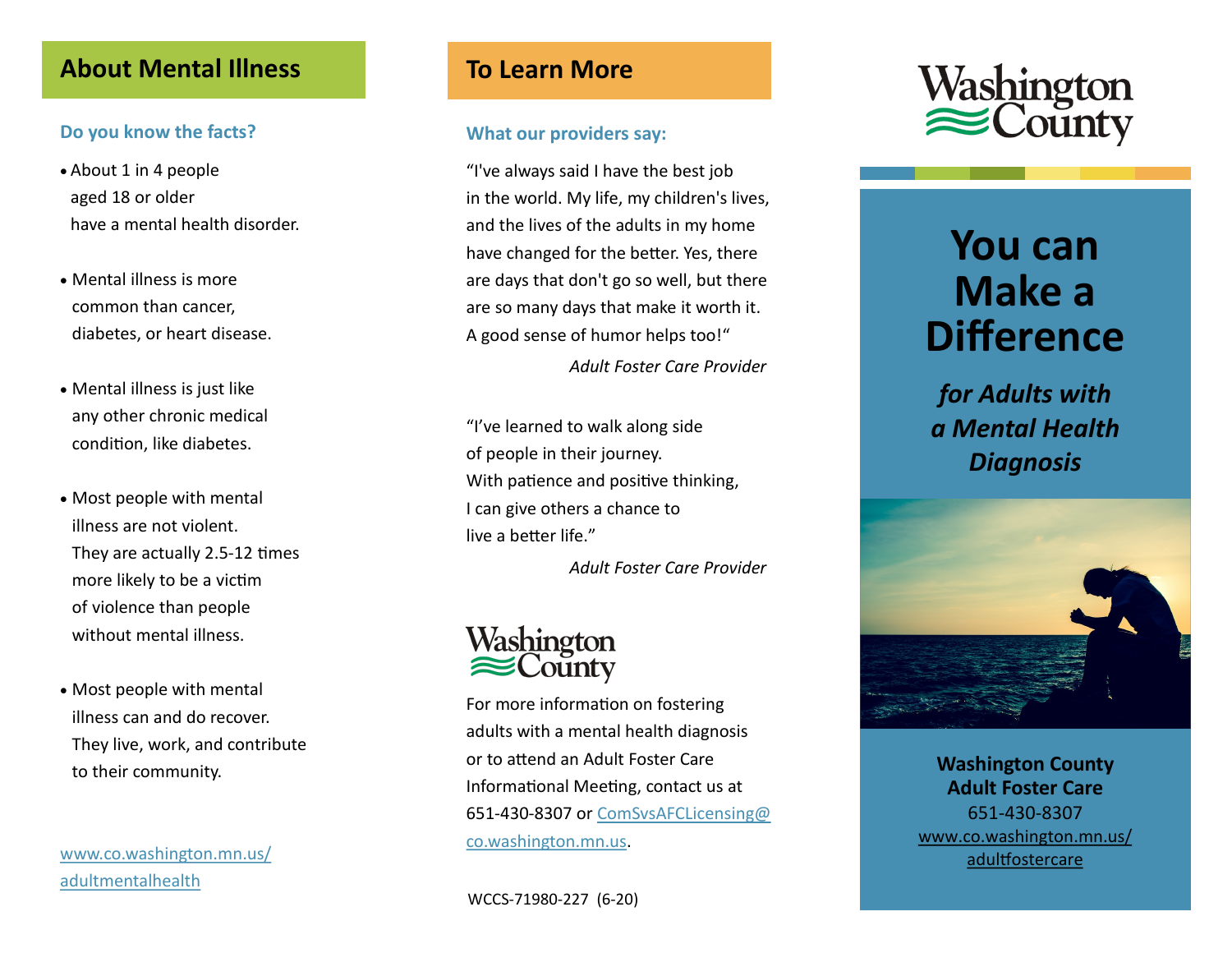## About Mental Illness

### Do you know the facts?

- About 1 in 4 people aged 18 or older have a mental health disorder.
- Mental illness is more common than cancer, diabetes, or heart disease.
- Mental illness is just like any other chronic medical condition, like diabetes.
- Most people with mental illness are not violent. They are actually 2.5-12 times more likely to be a victim of violence than people without mental illness.
- Most people with mental illness can and do recover. They live, work, and contribute to their community.

[www.co.washington.mn.us/adultmentalhealth](http://www.co.washington.mn.us/adultmentalhealth)

## To Learn More

### What our providers say:

"I've always said I have the best job in the world. My life, my children's lives, and the lives of the adults in my home have changed for the better. Yes, there are days that don't go so well, but there are so many days that make it worth it. A good sense of humor helps too!"

*Adult Foster Care Provider*

"I've learned to walk along side of people in their journey. With patience and positive thinking, I can give others a chance to live a better life."

*Adult Foster Care Provider*

Washington County

For more information on fostering adults with a mental health diagnosis or to attend an Adult Foster Care Informational Meeting, contact us at 651-430-8307 or [ComSvsAFCLicensing@co.washington.mn.us](mailto:ComSvsAFCLicensing@co.washington.mn.us).

WCCS-71980-227 (6-20)

Washington County

# You can Make a Difference

## *for Adults with a Mental Health Diagnosis*

**Washington County**
**Adult Foster Care**
651-430-8307
[www.co.washington.mn.us/adultfostercare](http://www.co.washington.mn.us/adultfostercare)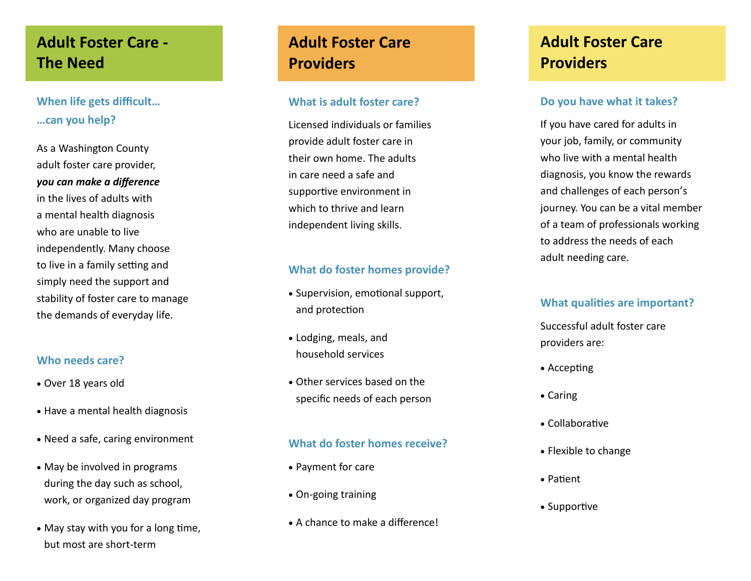## Adult Foster Care - The Need

### When life gets difficult… …can you help?

As a Washington County adult foster care provider, ***you can make a difference*** in the lives of adults with a mental health diagnosis who are unable to live independently. Many choose to live in a family setting and simply need the support and stability of foster care to manage the demands of everyday life.

### Who needs care?

- Over 18 years old
- Have a mental health diagnosis
- Need a safe, caring environment
- May be involved in programs during the day such as school, work, or organized day program
- May stay with you for a long time, but most are short-term

## Adult Foster Care Providers

### What is adult foster care?

Licensed individuals or families provide adult foster care in their own home. The adults in care need a safe and supportive environment in which to thrive and learn independent living skills.

### What do foster homes provide?

- Supervision, emotional support, and protection
- Lodging, meals, and household services
- Other services based on the specific needs of each person

### What do foster homes receive?

- Payment for care
- On-going training
- A chance to make a difference!

## Adult Foster Care Providers

### Do you have what it takes?

If you have cared for adults in your job, family, or community who live with a mental health diagnosis, you know the rewards and challenges of each person's journey. You can be a vital member of a team of professionals working to address the needs of each adult needing care.

### What qualities are important?

Successful adult foster care providers are:

- Accepting
- Caring
- Collaborative
- Flexible to change
- Patient
- Supportive